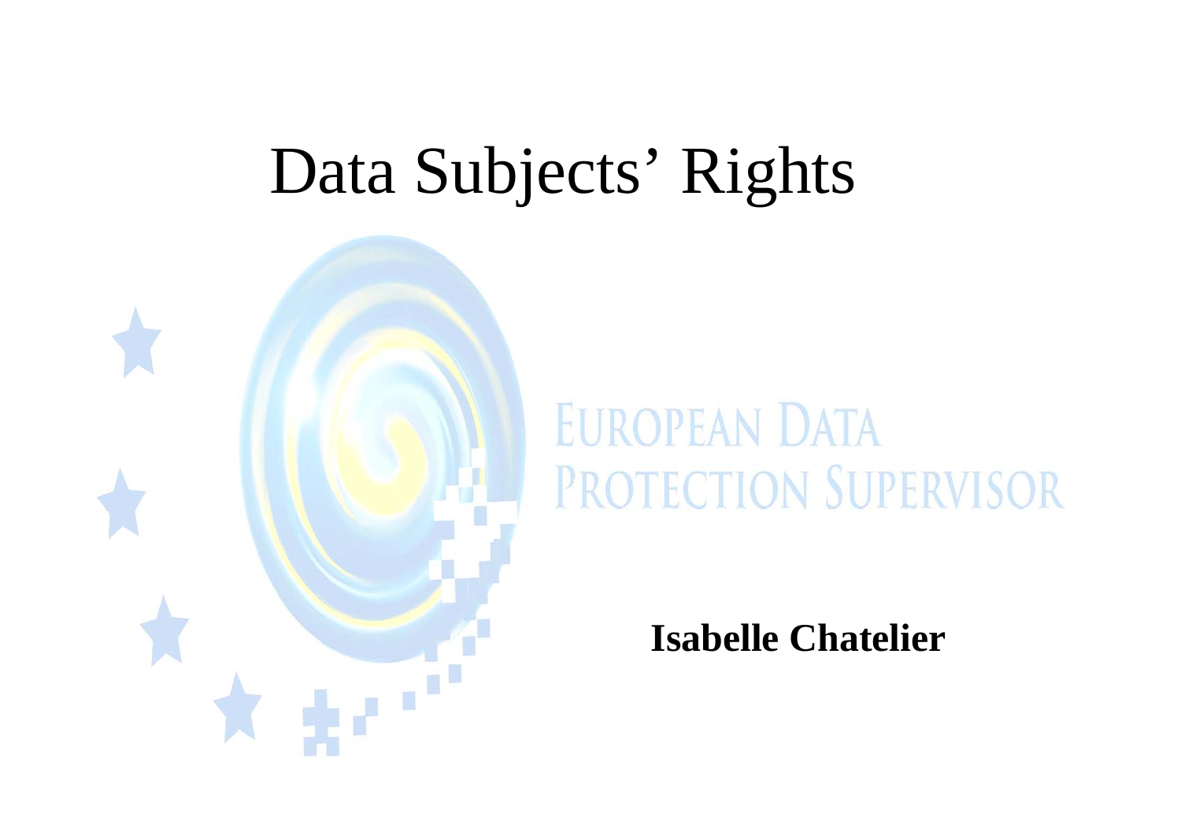# Data Subjects' Rights

EUROPEAN DATA PROTECTION SUPERVISOR

**Isabelle Chatelier**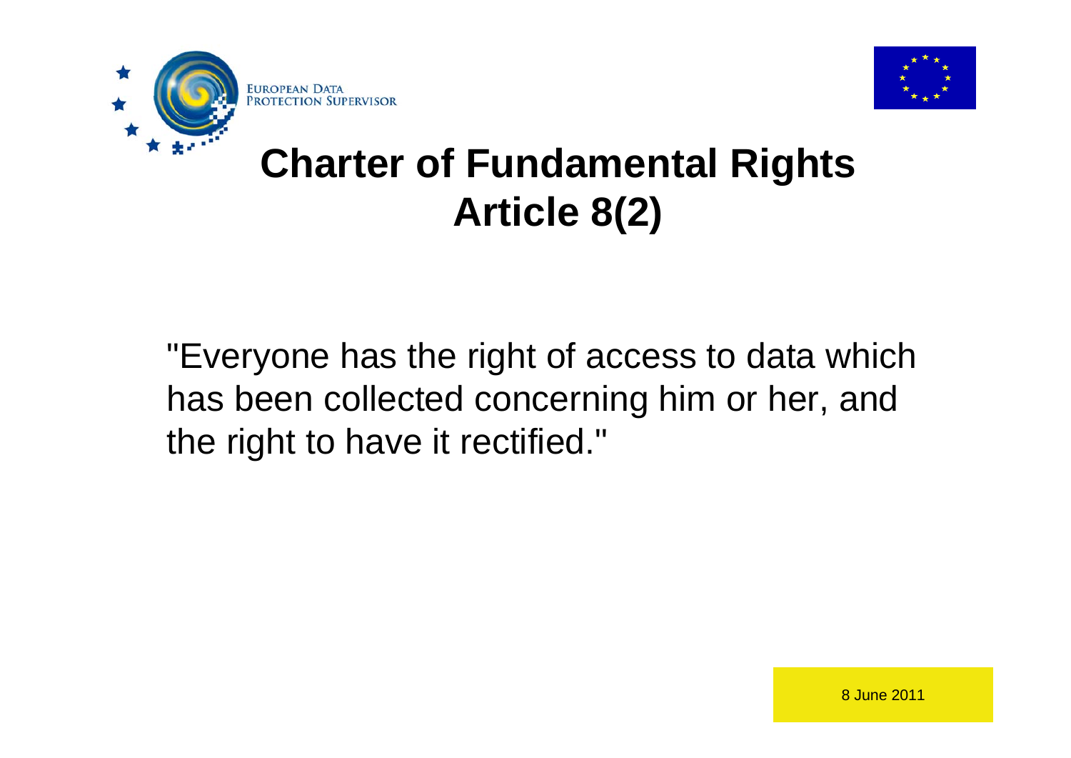# Charter of Fundamental Rights Article 8(2)

"Everyone has the right of access to data which has been collected concerning him or her, and the right to have it rectified."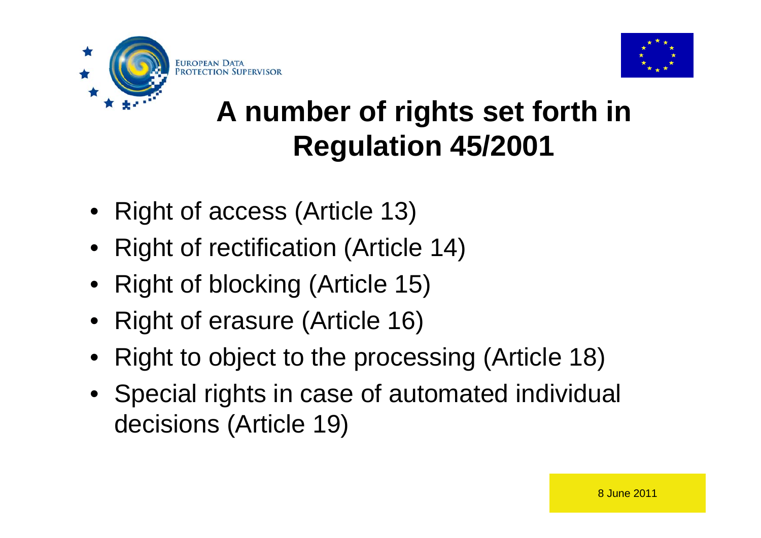# A number of rights set forth in Regulation 45/2001

- Right of access (Article 13)
- Right of rectification (Article 14)
- Right of blocking (Article 15)
- Right of erasure (Article 16)
- Right to object to the processing (Article 18)
- Special rights in case of automated individual decisions (Article 19)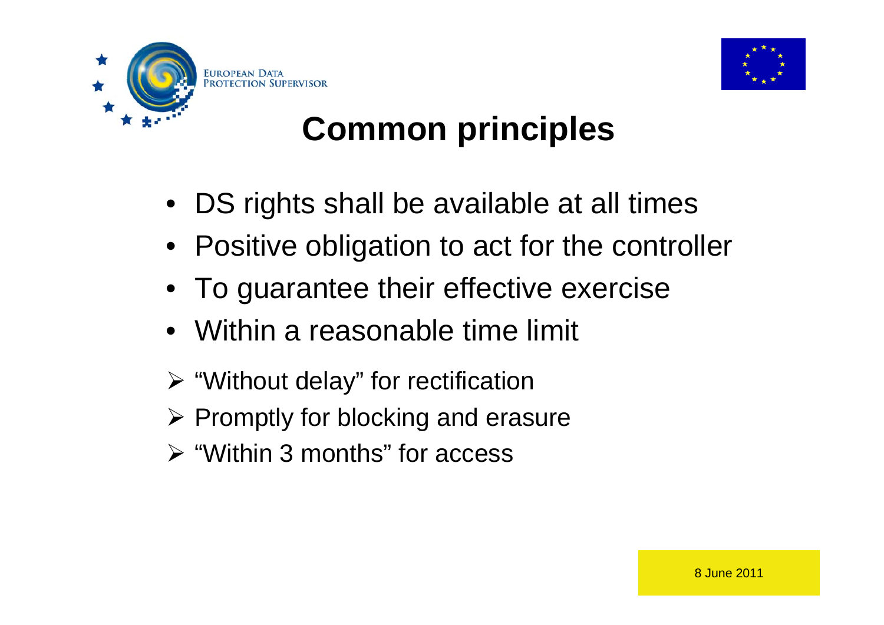# Common principles

- DS rights shall be available at all times
- Positive obligation to act for the controller
- To guarantee their effective exercise
- Within a reasonable time limit

➢ "Without delay" for rectification

➢ Promptly for blocking and erasure

➢ "Within 3 months" for access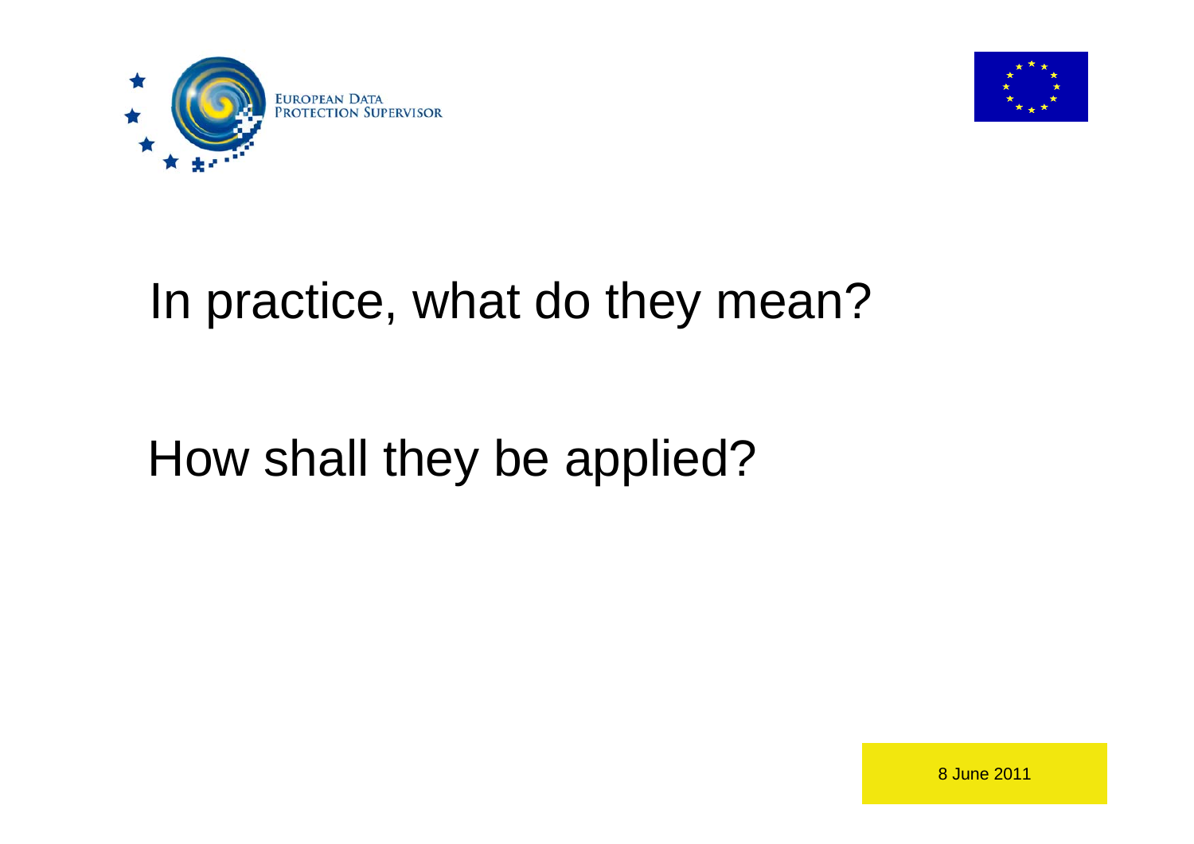# In practice, what do they mean?

# How shall they be applied?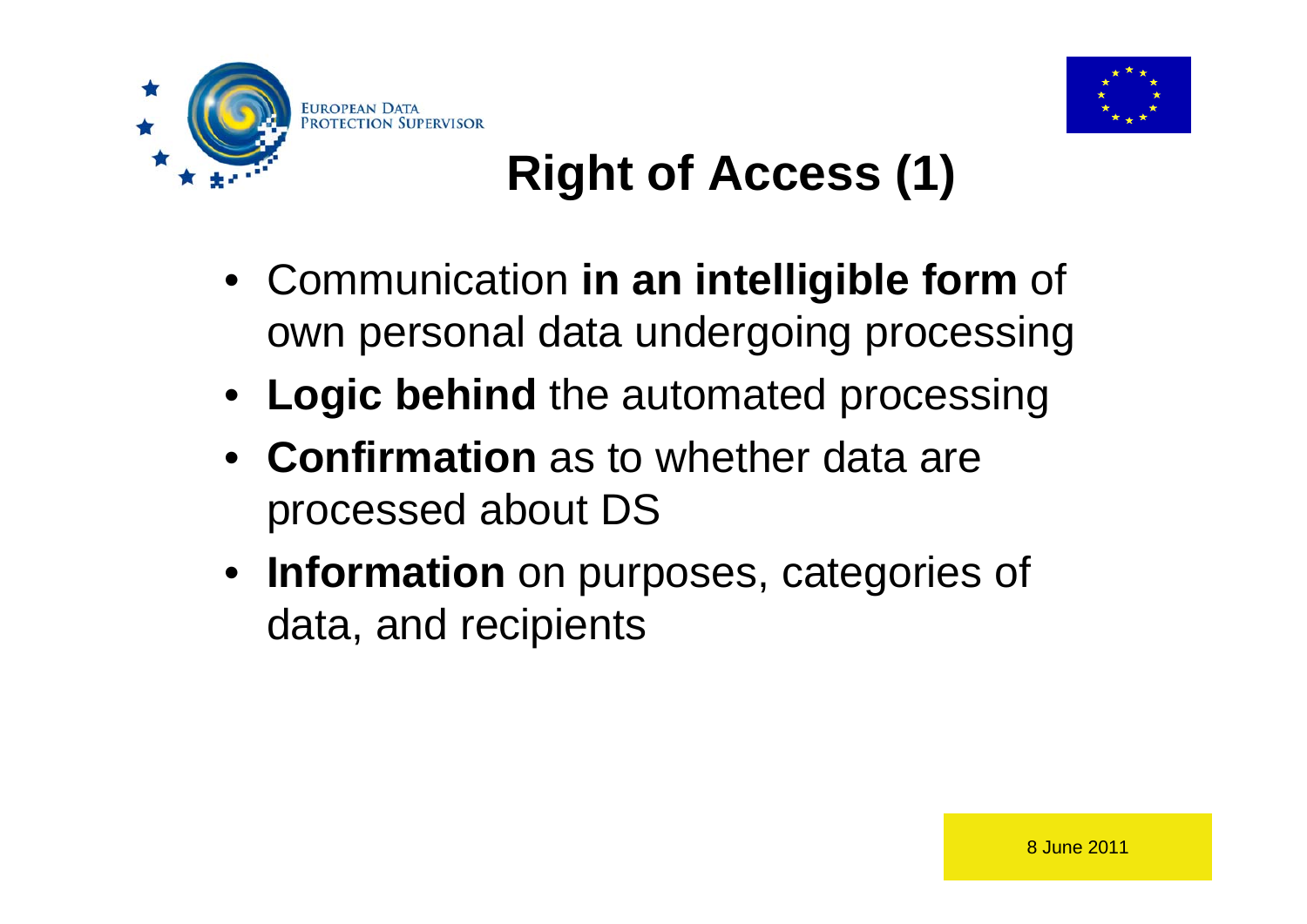# Right of Access (1)

- Communication **in an intelligible form** of own personal data undergoing processing
- **Logic behind** the automated processing
- **Confirmation** as to whether data are processed about DS
- **Information** on purposes, categories of data, and recipients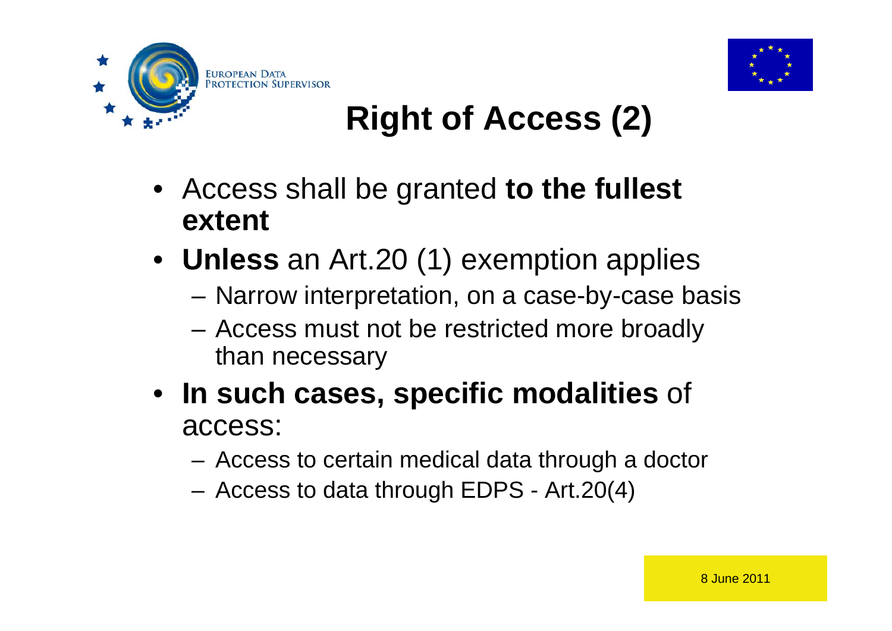# Right of Access (2)

- Access shall be granted **to the fullest extent**
- **Unless** an Art.20 (1) exemption applies
  - Narrow interpretation, on a case-by-case basis
  - Access must not be restricted more broadly than necessary
- **In such cases, specific modalities** of access:
  - Access to certain medical data through a doctor
  - Access to data through EDPS - Art.20(4)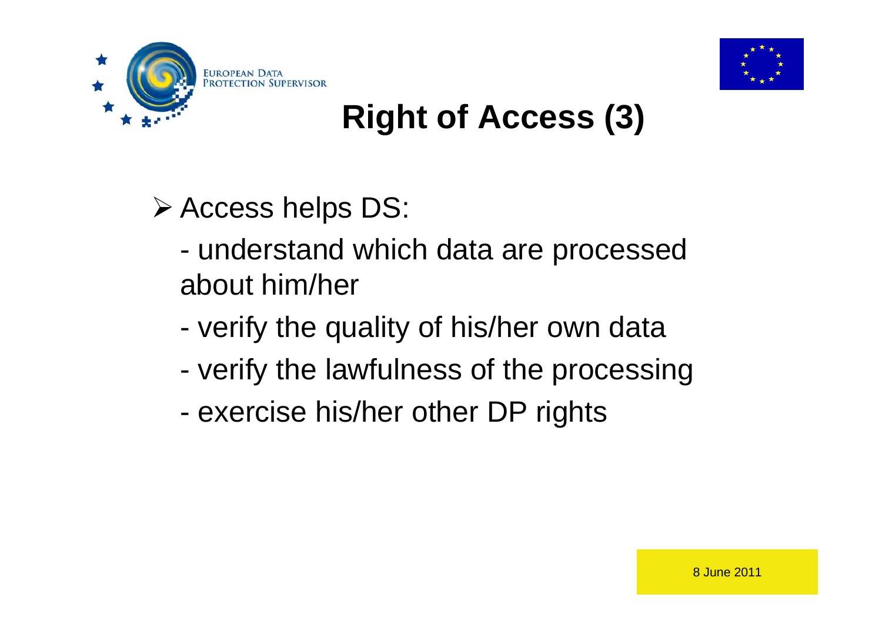# Right of Access (3)

- Access helps DS:
  - understand which data are processed about him/her
  - verify the quality of his/her own data
  - verify the lawfulness of the processing
  - exercise his/her other DP rights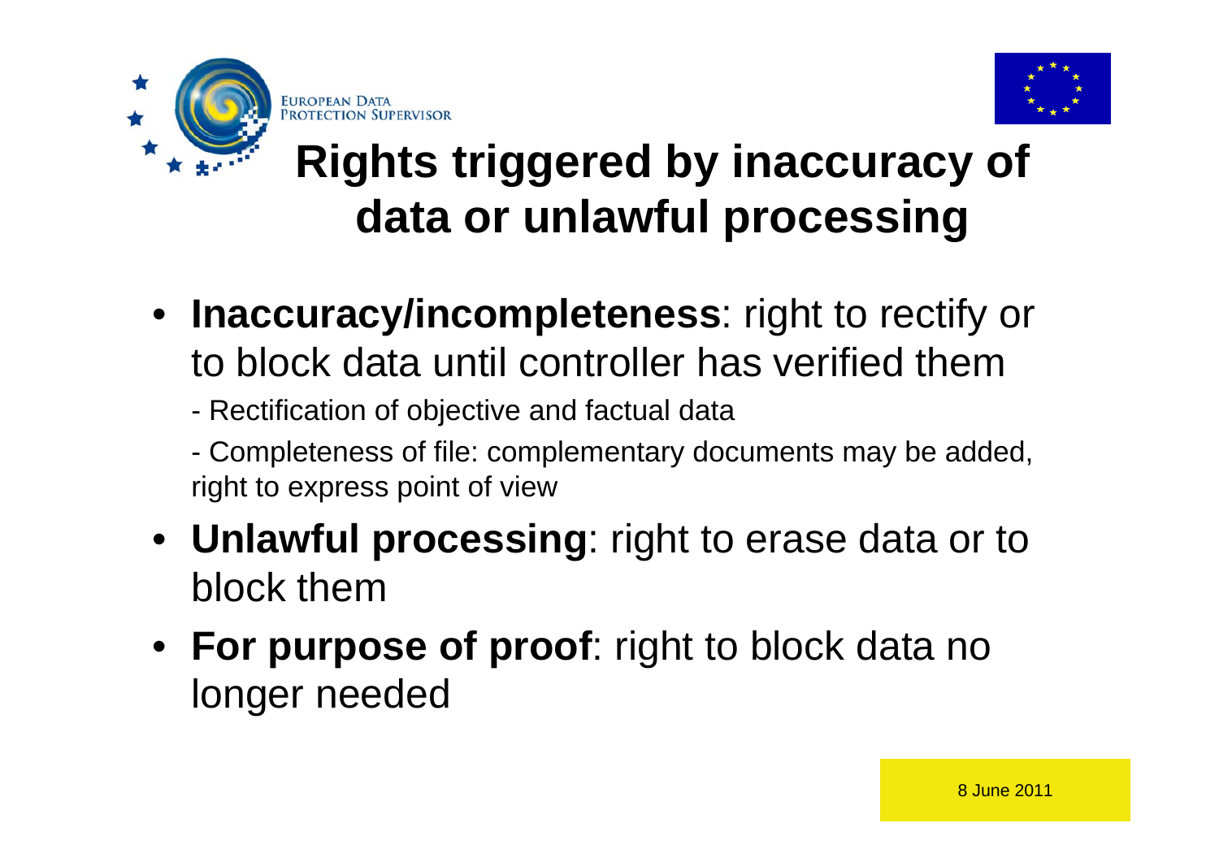# Rights triggered by inaccuracy of data or unlawful processing

- **Inaccuracy/incompleteness**: right to rectify or to block data until controller has verified them
  - Rectification of objective and factual data
  - Completeness of file: complementary documents may be added, right to express point of view
- **Unlawful processing**: right to erase data or to block them
- **For purpose of proof**: right to block data no longer needed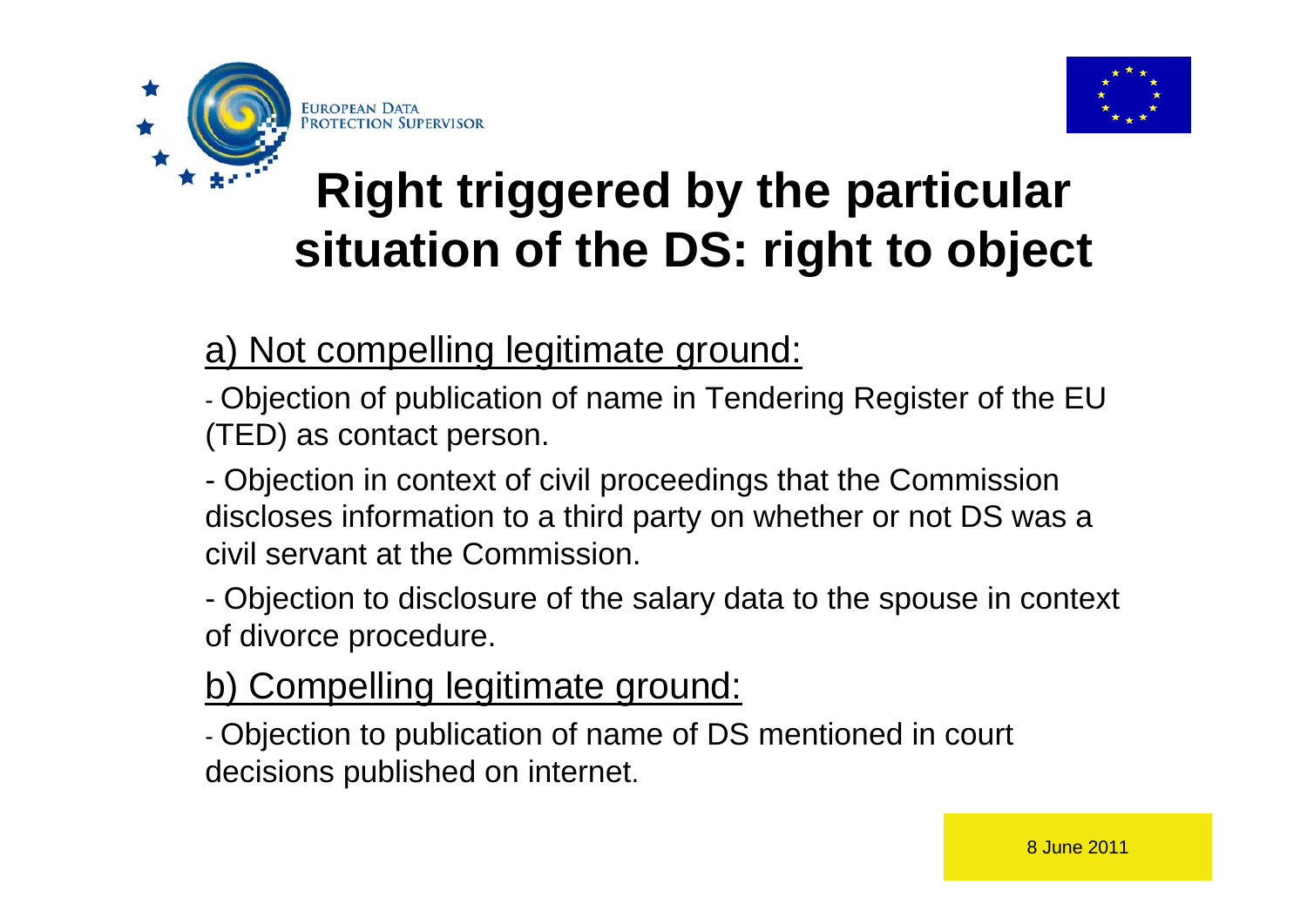# Right triggered by the particular situation of the DS: right to object

## a) Not compelling legitimate ground:

- Objection of publication of name in Tendering Register of the EU (TED) as contact person.
- Objection in context of civil proceedings that the Commission discloses information to a third party on whether or not DS was a civil servant at the Commission.
- Objection to disclosure of the salary data to the spouse in context of divorce procedure.

## b) Compelling legitimate ground:

- Objection to publication of name of DS mentioned in court decisions published on internet.

8 June 2011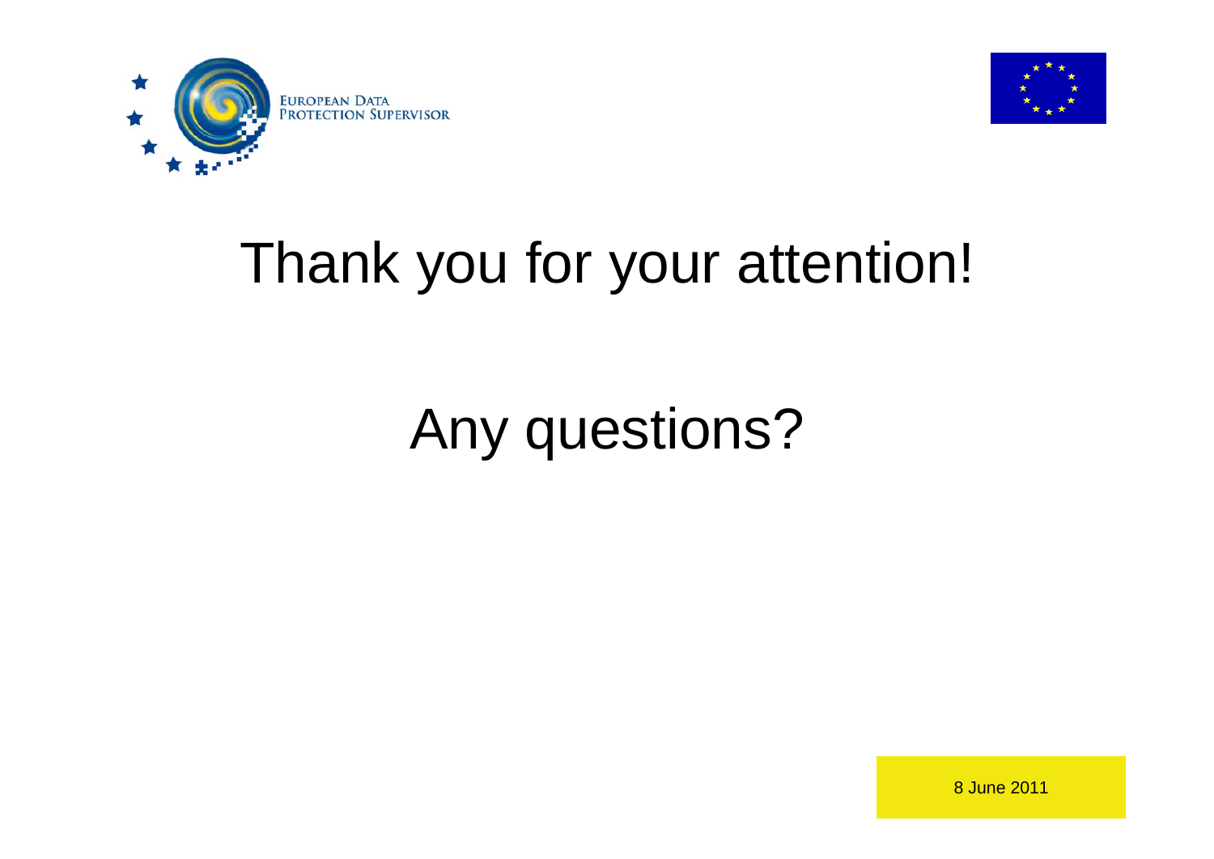EUROPEAN DATA PROTECTION SUPERVISOR

# Thank you for your attention!

# Any questions?

8 June 2011